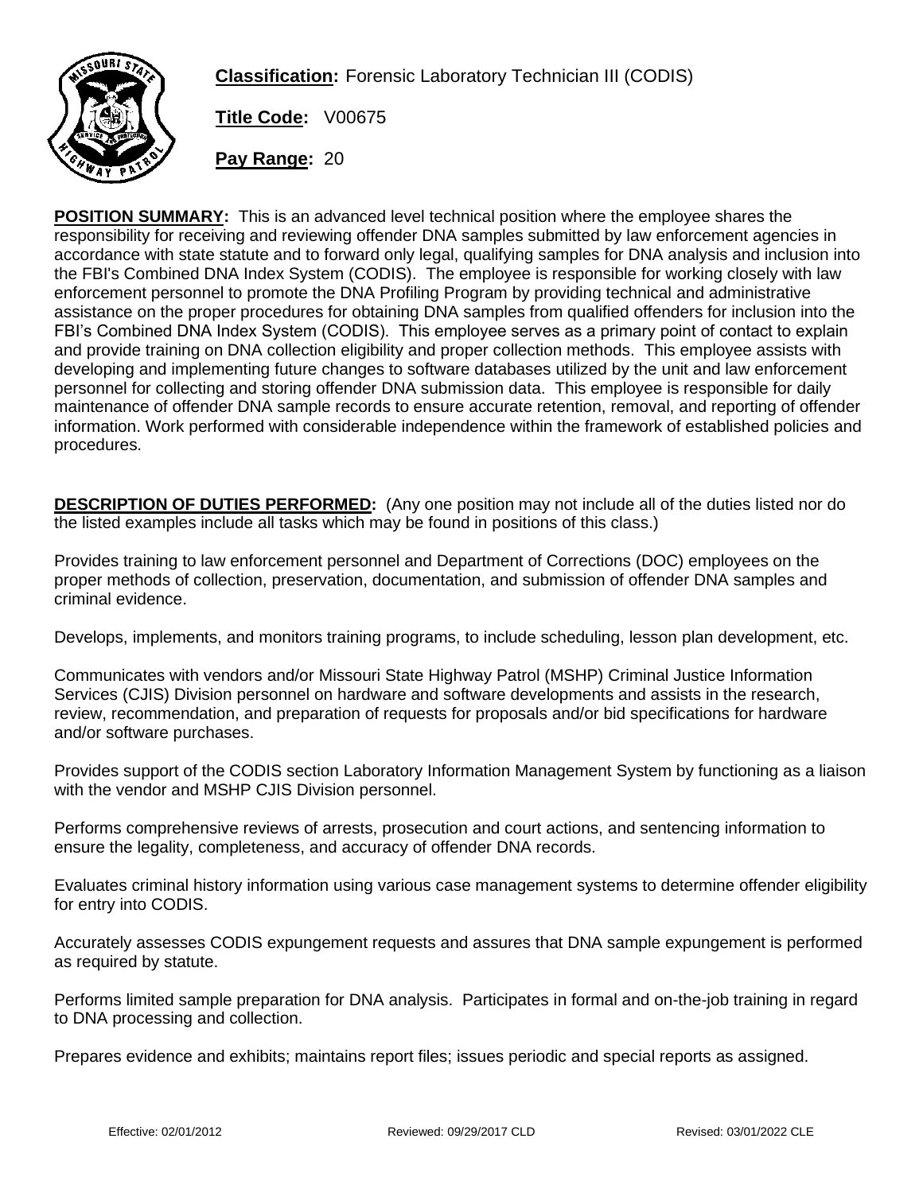**Classification:** Forensic Laboratory Technician III (CODIS)

**Title Code:** V00675

**Pay Range:** 20

**POSITION SUMMARY:** This is an advanced level technical position where the employee shares the responsibility for receiving and reviewing offender DNA samples submitted by law enforcement agencies in accordance with state statute and to forward only legal, qualifying samples for DNA analysis and inclusion into the FBI's Combined DNA Index System (CODIS). The employee is responsible for working closely with law enforcement personnel to promote the DNA Profiling Program by providing technical and administrative assistance on the proper procedures for obtaining DNA samples from qualified offenders for inclusion into the FBI's Combined DNA Index System (CODIS). This employee serves as a primary point of contact to explain and provide training on DNA collection eligibility and proper collection methods. This employee assists with developing and implementing future changes to software databases utilized by the unit and law enforcement personnel for collecting and storing offender DNA submission data. This employee is responsible for daily maintenance of offender DNA sample records to ensure accurate retention, removal, and reporting of offender information. Work performed with considerable independence within the framework of established policies and procedures.

**DESCRIPTION OF DUTIES PERFORMED:** (Any one position may not include all of the duties listed nor do the listed examples include all tasks which may be found in positions of this class.)

Provides training to law enforcement personnel and Department of Corrections (DOC) employees on the proper methods of collection, preservation, documentation, and submission of offender DNA samples and criminal evidence.

Develops, implements, and monitors training programs, to include scheduling, lesson plan development, etc.

Communicates with vendors and/or Missouri State Highway Patrol (MSHP) Criminal Justice Information Services (CJIS) Division personnel on hardware and software developments and assists in the research, review, recommendation, and preparation of requests for proposals and/or bid specifications for hardware and/or software purchases.

Provides support of the CODIS section Laboratory Information Management System by functioning as a liaison with the vendor and MSHP CJIS Division personnel.

Performs comprehensive reviews of arrests, prosecution and court actions, and sentencing information to ensure the legality, completeness, and accuracy of offender DNA records.

Evaluates criminal history information using various case management systems to determine offender eligibility for entry into CODIS.

Accurately assesses CODIS expungement requests and assures that DNA sample expungement is performed as required by statute.

Performs limited sample preparation for DNA analysis. Participates in formal and on-the-job training in regard to DNA processing and collection.

Prepares evidence and exhibits; maintains report files; issues periodic and special reports as assigned.

Effective: 02/01/2012 Reviewed: 09/29/2017 CLD Revised: 03/01/2022 CLE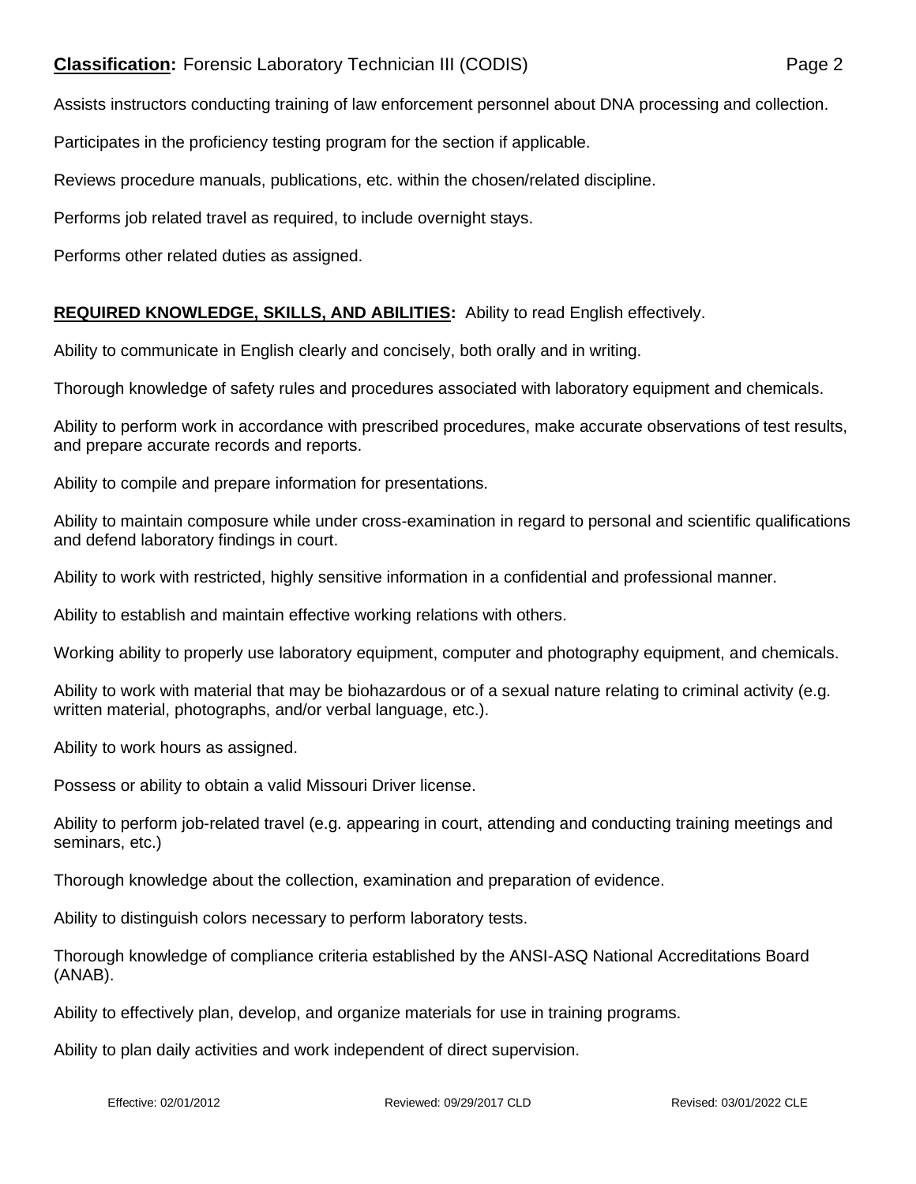Assists instructors conducting training of law enforcement personnel about DNA processing and collection.

Participates in the proficiency testing program for the section if applicable.

Reviews procedure manuals, publications, etc. within the chosen/related discipline.

Performs job related travel as required, to include overnight stays.

Performs other related duties as assigned.

**REQUIRED KNOWLEDGE, SKILLS, AND ABILITIES:** Ability to read English effectively.

Ability to communicate in English clearly and concisely, both orally and in writing.

Thorough knowledge of safety rules and procedures associated with laboratory equipment and chemicals.

Ability to perform work in accordance with prescribed procedures, make accurate observations of test results, and prepare accurate records and reports.

Ability to compile and prepare information for presentations.

Ability to maintain composure while under cross-examination in regard to personal and scientific qualifications and defend laboratory findings in court.

Ability to work with restricted, highly sensitive information in a confidential and professional manner.

Ability to establish and maintain effective working relations with others.

Working ability to properly use laboratory equipment, computer and photography equipment, and chemicals.

Ability to work with material that may be biohazardous or of a sexual nature relating to criminal activity (e.g. written material, photographs, and/or verbal language, etc.).

Ability to work hours as assigned.

Possess or ability to obtain a valid Missouri Driver license.

Ability to perform job-related travel (e.g. appearing in court, attending and conducting training meetings and seminars, etc.)

Thorough knowledge about the collection, examination and preparation of evidence.

Ability to distinguish colors necessary to perform laboratory tests.

Thorough knowledge of compliance criteria established by the ANSI-ASQ National Accreditations Board (ANAB).

Ability to effectively plan, develop, and organize materials for use in training programs.

Ability to plan daily activities and work independent of direct supervision.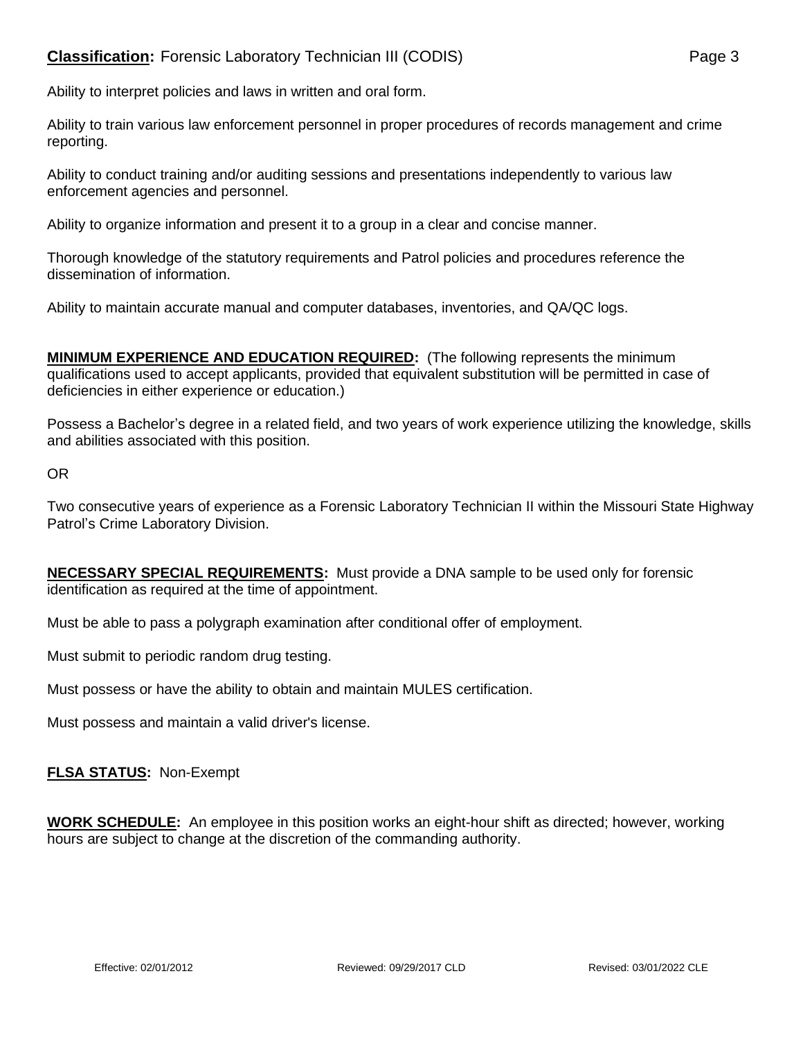Ability to interpret policies and laws in written and oral form.

Ability to train various law enforcement personnel in proper procedures of records management and crime reporting.

Ability to conduct training and/or auditing sessions and presentations independently to various law enforcement agencies and personnel.

Ability to organize information and present it to a group in a clear and concise manner.

Thorough knowledge of the statutory requirements and Patrol policies and procedures reference the dissemination of information.

Ability to maintain accurate manual and computer databases, inventories, and QA/QC logs.

**MINIMUM EXPERIENCE AND EDUCATION REQUIRED:** (The following represents the minimum qualifications used to accept applicants, provided that equivalent substitution will be permitted in case of deficiencies in either experience or education.)

Possess a Bachelor's degree in a related field, and two years of work experience utilizing the knowledge, skills and abilities associated with this position.

OR

Two consecutive years of experience as a Forensic Laboratory Technician II within the Missouri State Highway Patrol's Crime Laboratory Division.

**NECESSARY SPECIAL REQUIREMENTS:** Must provide a DNA sample to be used only for forensic identification as required at the time of appointment.

Must be able to pass a polygraph examination after conditional offer of employment.

Must submit to periodic random drug testing.

Must possess or have the ability to obtain and maintain MULES certification.

Must possess and maintain a valid driver's license.

**FLSA STATUS:** Non-Exempt

**WORK SCHEDULE:** An employee in this position works an eight-hour shift as directed; however, working hours are subject to change at the discretion of the commanding authority.

Effective: 02/01/2012 Reviewed: 09/29/2017 CLD Revised: 03/01/2022 CLE